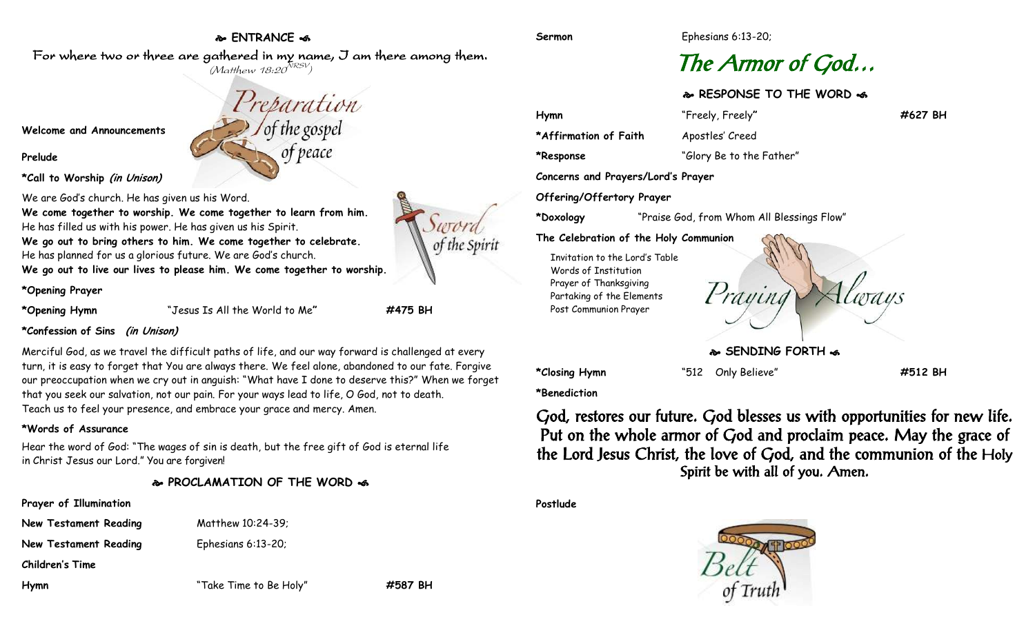## ❧ ENTRANCE ☙

For where two or three are gathered in my name, I am there among them. (Matthew 18:20 NRSV)

Preparation of the gospel of peace

**Welcome and Announcements**

**Prelude**

***Call to Worship** *(in Unison)***

We are God's church. He has given us his Word.
**We come together to worship. We come together to learn from him.**
He has filled us with his power. He has given us his Spirit.
**We go out to bring others to him. We come together to celebrate.**
He has planned for us a glorious future. We are God's church.
**We go out to live our lives to please him. We come together to worship.**

Sword of the Spirit

***Opening Prayer**

***Opening Hymn** "Jesus Is All the World to Me" **#475 BH**

***Confession of Sins** *(in Unison)***

Merciful God, as we travel the difficult paths of life, and our way forward is challenged at every turn, it is easy to forget that You are always there. We feel alone, abandoned to our fate. Forgive our preoccupation when we cry out in anguish: "What have I done to deserve this?" When we forget that you seek our salvation, not our pain. For your ways lead to life, O God, not to death. Teach us to feel your presence, and embrace your grace and mercy. Amen.

***Words of Assurance**

Hear the word of God: "The wages of sin is death, but the free gift of God is eternal life in Christ Jesus our Lord." You are forgiven!

## ❧ PROCLAMATION OF THE WORD ☙

**Prayer of Illumination**

**New Testament Reading** Matthew 10:24-39;

**New Testament Reading** Ephesians 6:13-20;

**Children's Time**

**Hymn** "Take Time to Be Holy" **#587 BH**

**Sermon** Ephesians 6:13-20;

*The Armor of God…*

## ❧ RESPONSE TO THE WORD ☙

**Hymn** "Freely, Freely" **#627 BH**

***Affirmation of Faith** Apostles' Creed

***Response** "Glory Be to the Father"

**Concerns and Prayers/Lord's Prayer**

**Offering/Offertory Prayer**

***Doxology** "Praise God, from Whom All Blessings Flow"

**The Celebration of the Holy Communion**

- Invitation to the Lord's Table
- Words of Institution
- Prayer of Thanksgiving
- Partaking of the Elements
- Post Communion Prayer

Praying Always

## ❧ SENDING FORTH ☙

***Closing Hymn** "512 Only Believe" **#512 BH**

***Benediction**

God, restores our future. God blesses us with opportunities for new life. Put on the whole armor of God and proclaim peace. May the grace of the Lord Jesus Christ, the love of God, and the communion of the Holy Spirit be with all of you. Amen.

**Postlude**

Belt of Truth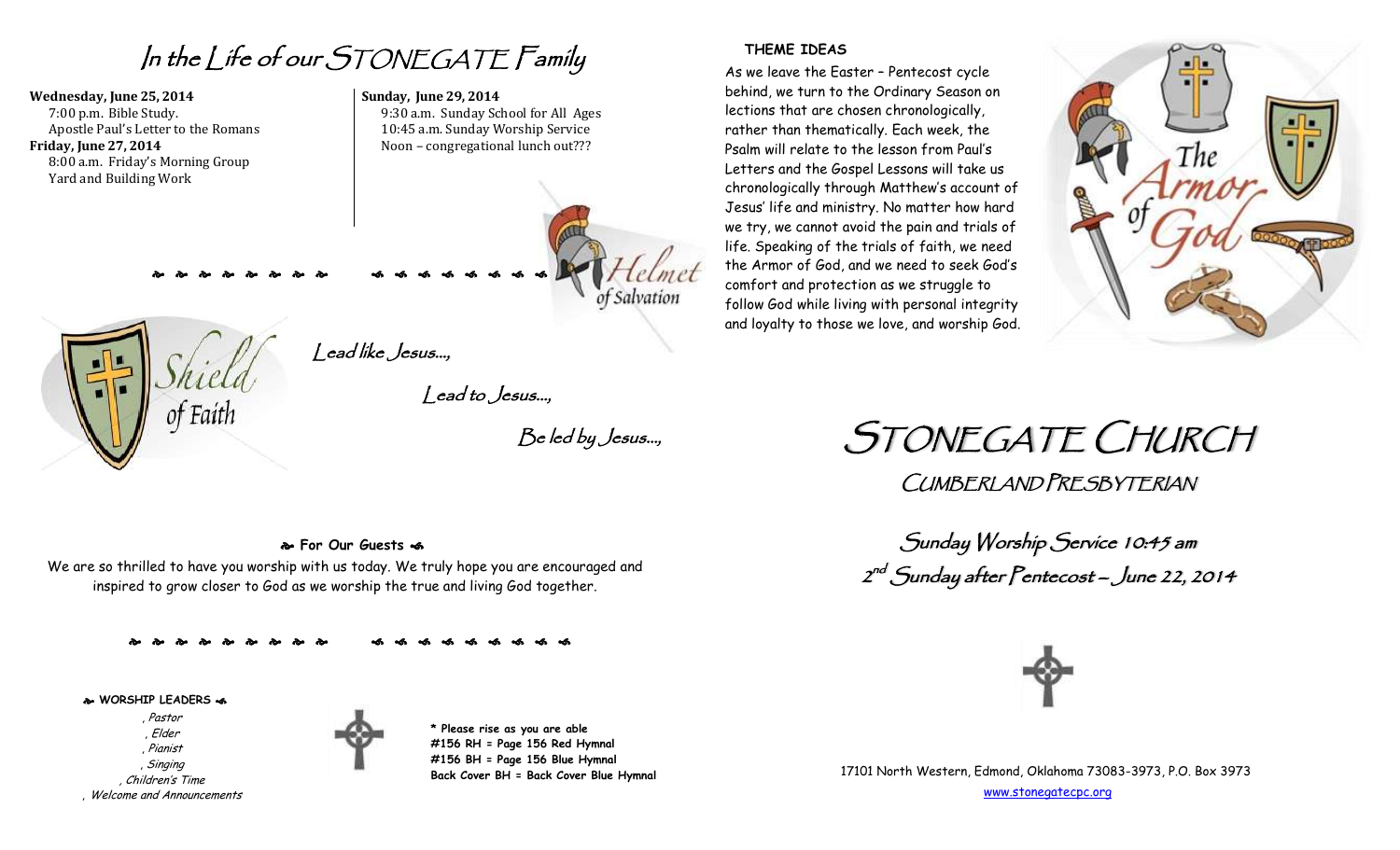# In the Life of our STONEGATE Family

**Wednesday, June 25, 2014**
7:00 p.m. Bible Study.
Apostle Paul's Letter to the Romans

**Friday, June 27, 2014**
8:00 a.m. Friday's Morning Group
Yard and Building Work

**Sunday, June 29, 2014**
9:30 a.m. Sunday School for All Ages
10:45 a.m. Sunday Worship Service
Noon – congregational lunch out???

Helmet of Salvation

Shield of Faith

Lead like Jesus…,

Lead to Jesus…,

Be led by Jesus…,

**For Our Guests**

We are so thrilled to have you worship with us today. We truly hope you are encouraged and inspired to grow closer to God as we worship the true and living God together.

**WORSHIP LEADERS**

, *Pastor*
, *Elder*
, *Pianist*
, *Singing*
, *Children's Time*
, *Welcome and Announcements*

**\* Please rise as you are able**
**#156 RH = Page 156 Red Hymnal**
**#156 BH = Page 156 Blue Hymnal**
**Back Cover BH = Back Cover Blue Hymnal**

**THEME IDEAS**

As we leave the Easter – Pentecost cycle behind, we turn to the Ordinary Season on lections that are chosen chronologically, rather than thematically. Each week, the Psalm will relate to the lesson from Paul's Letters and the Gospel Lessons will take us chronologically through Matthew's account of Jesus' life and ministry. No matter how hard we try, we cannot avoid the pain and trials of life. Speaking of the trials of faith, we need the Armor of God, and we need to seek God's comfort and protection as we struggle to follow God while living with personal integrity and loyalty to those we love, and worship God.

The Armor of God

# STONEGATE CHURCH

## CUMBERLAND PRESBYTERIAN

Sunday Worship Service 10:45 am

2nd Sunday after Pentecost – June 22, 2014

17101 North Western, Edmond, Oklahoma 73083-3973, P.O. Box 3973
www.stonegatecpc.org